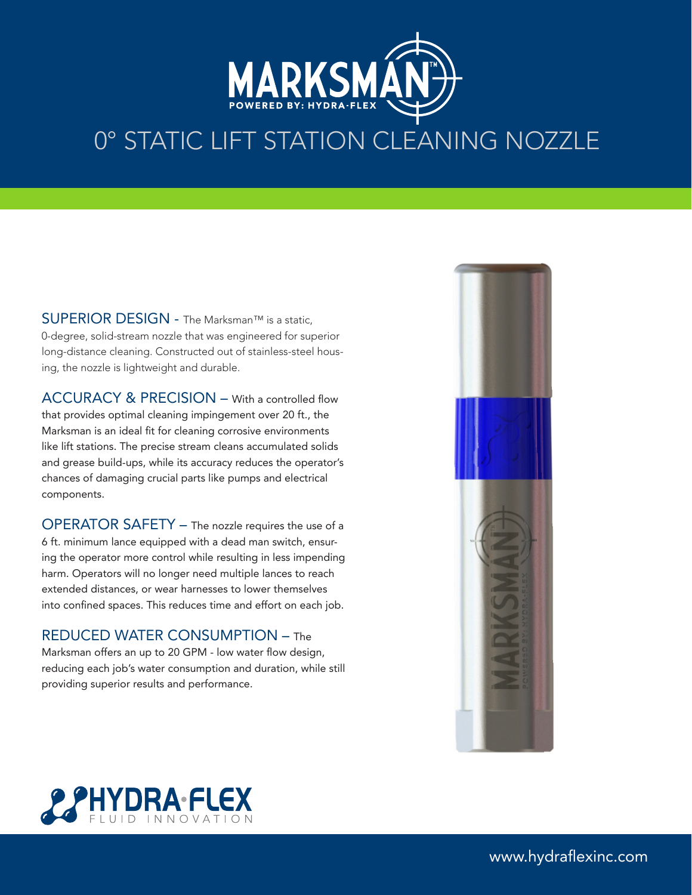# MARKSMAN™

POWERED BY: HYDRA-FLEX

## 0° STATIC LIFT STATION CLEANING NOZZLE

**SUPERIOR DESIGN** - The Marksman™ is a static, 0-degree, solid-stream nozzle that was engineered for superior long-distance cleaning. Constructed out of stainless-steel housing, the nozzle is lightweight and durable.

**ACCURACY & PRECISION** – With a controlled flow that provides optimal cleaning impingement over 20 ft., the Marksman is an ideal fit for cleaning corrosive environments like lift stations. The precise stream cleans accumulated solids and grease build-ups, while its accuracy reduces the operator's chances of damaging crucial parts like pumps and electrical components.

**OPERATOR SAFETY** – The nozzle requires the use of a 6 ft. minimum lance equipped with a dead man switch, ensuring the operator more control while resulting in less impending harm. Operators will no longer need multiple lances to reach extended distances, or wear harnesses to lower themselves into confined spaces. This reduces time and effort on each job.

**REDUCED WATER CONSUMPTION** – The Marksman offers an up to 20 GPM - low water flow design, reducing each job's water consumption and duration, while still providing superior results and performance.

HYDRA·FLEX FLUID INNOVATION

www.hydraflexinc.com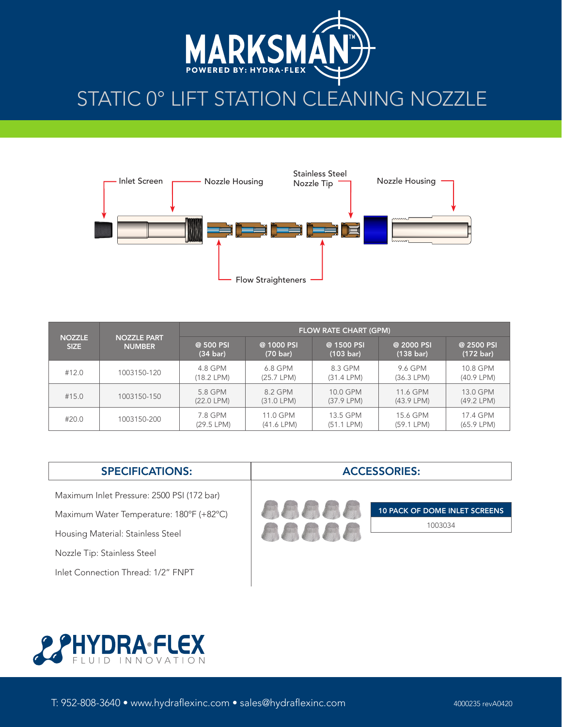# MARKSMAN™

POWERED BY: HYDRA-FLEX

# STATIC 0° LIFT STATION CLEANING NOZZLE

Inlet Screen
Nozzle Housing
Stainless Steel Nozzle Tip
Nozzle Housing
Flow Straighteners

| NOZZLE SIZE | NOZZLE PART NUMBER | FLOW RATE CHART (GPM) | | | | |
|---|---|---|---|---|---|---|
| | | @ 500 PSI (34 bar) | @ 1000 PSI (70 bar) | @ 1500 PSI (103 bar) | @ 2000 PSI (138 bar) | @ 2500 PSI (172 bar) |
| #12.0 | 1003150-120 | 4.8 GPM (18.2 LPM) | 6.8 GPM (25.7 LPM) | 8.3 GPM (31.4 LPM) | 9.6 GPM (36.3 LPM) | 10.8 GPM (40.9 LPM) |
| #15.0 | 1003150-150 | 5.8 GPM (22.0 LPM) | 8.2 GPM (31.0 LPM) | 10.0 GPM (37.9 LPM) | 11.6 GPM (43.9 LPM) | 13.0 GPM (49.2 LPM) |
| #20.0 | 1003150-200 | 7.8 GPM (29.5 LPM) | 11.0 GPM (41.6 LPM) | 13.5 GPM (51.1 LPM) | 15.6 GPM (59.1 LPM) | 17.4 GPM (65.9 LPM) |

## SPECIFICATIONS:

Maximum Inlet Pressure: 2500 PSI (172 bar)

Maximum Water Temperature: 180°F (+82°C)

Housing Material: Stainless Steel

Nozzle Tip: Stainless Steel

Inlet Connection Thread: 1/2" FNPT

## ACCESSORIES:

| 10 PACK OF DOME INLET SCREENS |
|---|
| 1003034 |

HYDRA-FLEX
FLUID INNOVATION

T: 952-808-3640 • www.hydraflexinc.com • sales@hydraflexinc.com

4000235 revA0420